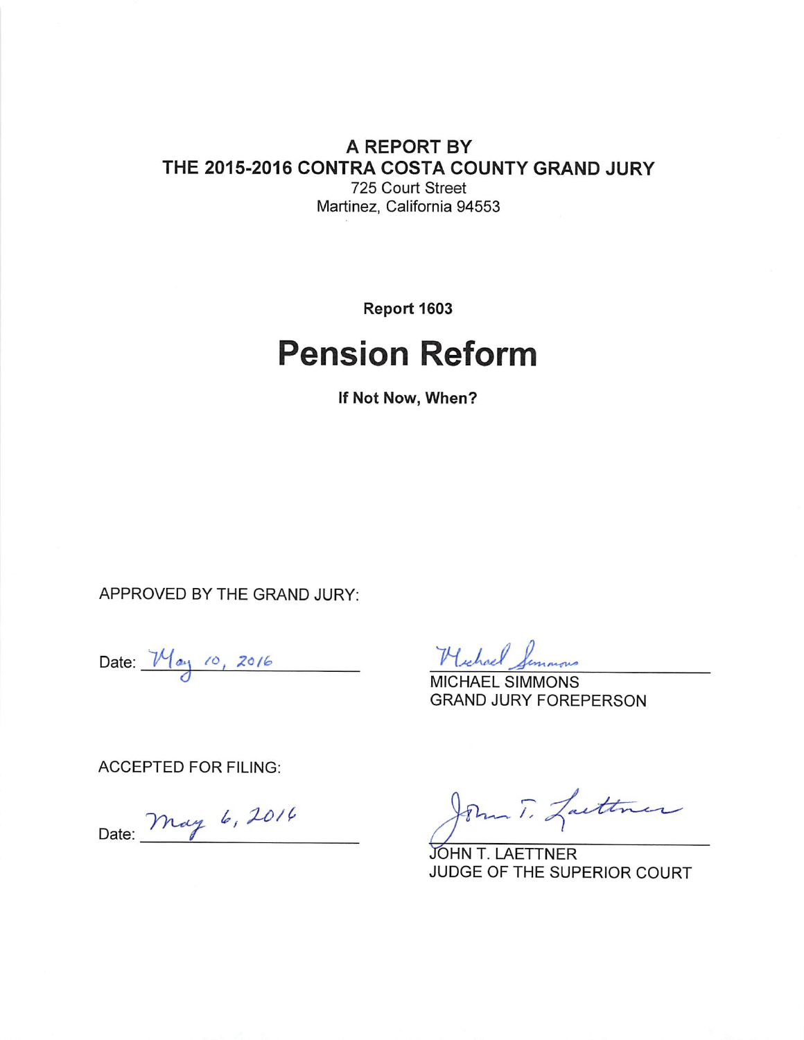**A REPORT BY**
**THE 2015-2016 CONTRA COSTA COUNTY GRAND JURY**
725 Court Street
Martinez, California 94553

**Report 1603**

# Pension Reform

**If Not Now, When?**

APPROVED BY THE GRAND JURY:

Date: May 10, 2016

Michael Simmons
MICHAEL SIMMONS
GRAND JURY FOREPERSON

ACCEPTED FOR FILING:

Date: May 6, 2016

John T. Laettner
JOHN T. LAETTNER
JUDGE OF THE SUPERIOR COURT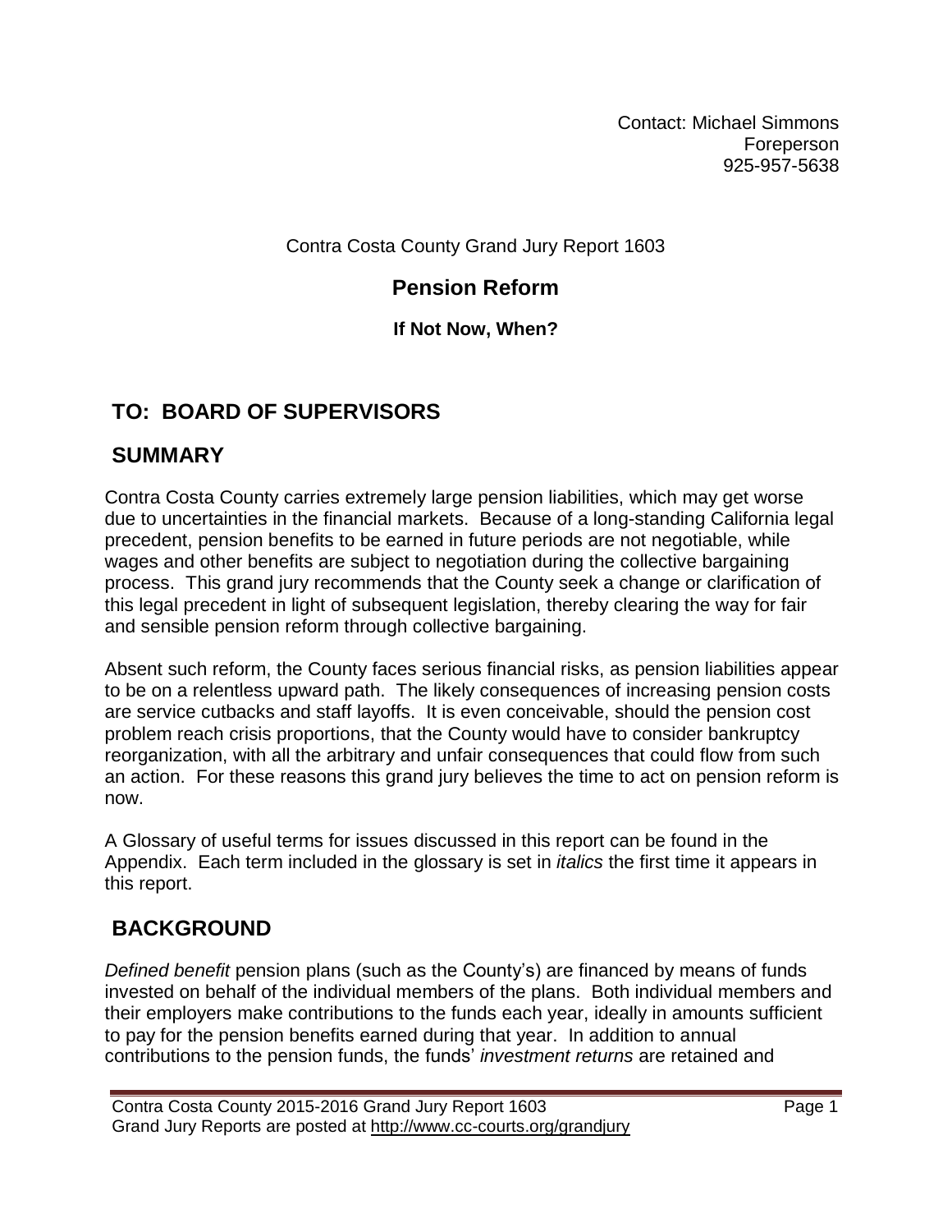Contact: Michael Simmons
Foreperson
925-957-5638

Contra Costa County Grand Jury Report 1603

# Pension Reform

### If Not Now, When?

## TO: BOARD OF SUPERVISORS

## SUMMARY

Contra Costa County carries extremely large pension liabilities, which may get worse due to uncertainties in the financial markets. Because of a long-standing California legal precedent, pension benefits to be earned in future periods are not negotiable, while wages and other benefits are subject to negotiation during the collective bargaining process. This grand jury recommends that the County seek a change or clarification of this legal precedent in light of subsequent legislation, thereby clearing the way for fair and sensible pension reform through collective bargaining.

Absent such reform, the County faces serious financial risks, as pension liabilities appear to be on a relentless upward path. The likely consequences of increasing pension costs are service cutbacks and staff layoffs. It is even conceivable, should the pension cost problem reach crisis proportions, that the County would have to consider bankruptcy reorganization, with all the arbitrary and unfair consequences that could flow from such an action. For these reasons this grand jury believes the time to act on pension reform is now.

A Glossary of useful terms for issues discussed in this report can be found in the Appendix. Each term included in the glossary is set in *italics* the first time it appears in this report.

## BACKGROUND

*Defined benefit* pension plans (such as the County's) are financed by means of funds invested on behalf of the individual members of the plans. Both individual members and their employers make contributions to the funds each year, ideally in amounts sufficient to pay for the pension benefits earned during that year. In addition to annual contributions to the pension funds, the funds' *investment returns* are retained and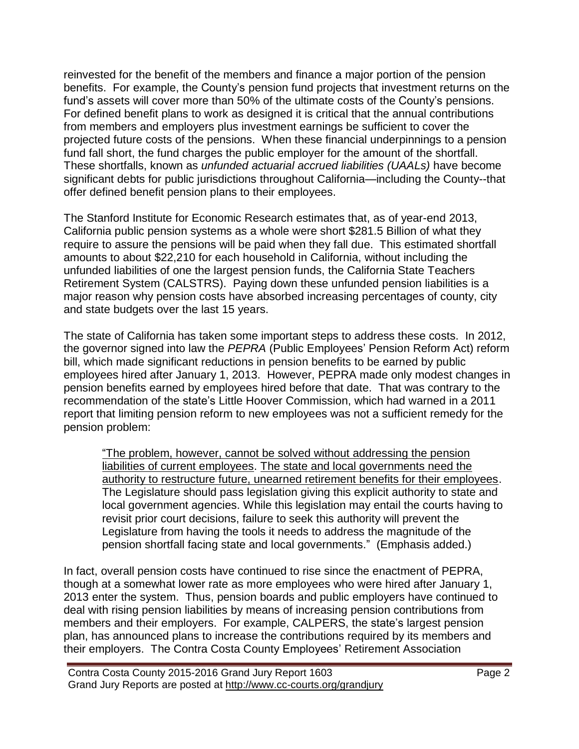reinvested for the benefit of the members and finance a major portion of the pension benefits. For example, the County's pension fund projects that investment returns on the fund's assets will cover more than 50% of the ultimate costs of the County's pensions. For defined benefit plans to work as designed it is critical that the annual contributions from members and employers plus investment earnings be sufficient to cover the projected future costs of the pensions. When these financial underpinnings to a pension fund fall short, the fund charges the public employer for the amount of the shortfall. These shortfalls, known as *unfunded actuarial accrued liabilities (UAALs)* have become significant debts for public jurisdictions throughout California—including the County--that offer defined benefit pension plans to their employees.

The Stanford Institute for Economic Research estimates that, as of year-end 2013, California public pension systems as a whole were short $281.5 Billion of what they require to assure the pensions will be paid when they fall due. This estimated shortfall amounts to about $22,210 for each household in California, without including the unfunded liabilities of one the largest pension funds, the California State Teachers Retirement System (CALSTRS). Paying down these unfunded pension liabilities is a major reason why pension costs have absorbed increasing percentages of county, city and state budgets over the last 15 years.

The state of California has taken some important steps to address these costs. In 2012, the governor signed into law the *PEPRA* (Public Employees' Pension Reform Act) reform bill, which made significant reductions in pension benefits to be earned by public employees hired after January 1, 2013. However, PEPRA made only modest changes in pension benefits earned by employees hired before that date. That was contrary to the recommendation of the state's Little Hoover Commission, which had warned in a 2011 report that limiting pension reform to new employees was not a sufficient remedy for the pension problem:

> <u>"The problem, however, cannot be solved without addressing the pension liabilities of current employees</u>. <u>The state and local governments need the authority to restructure future, unearned retirement benefits for their employees</u>. The Legislature should pass legislation giving this explicit authority to state and local government agencies. While this legislation may entail the courts having to revisit prior court decisions, failure to seek this authority will prevent the Legislature from having the tools it needs to address the magnitude of the pension shortfall facing state and local governments." (Emphasis added.)

In fact, overall pension costs have continued to rise since the enactment of PEPRA, though at a somewhat lower rate as more employees who were hired after January 1, 2013 enter the system. Thus, pension boards and public employers have continued to deal with rising pension liabilities by means of increasing pension contributions from members and their employers. For example, CALPERS, the state's largest pension plan, has announced plans to increase the contributions required by its members and their employers. The Contra Costa County Employees' Retirement Association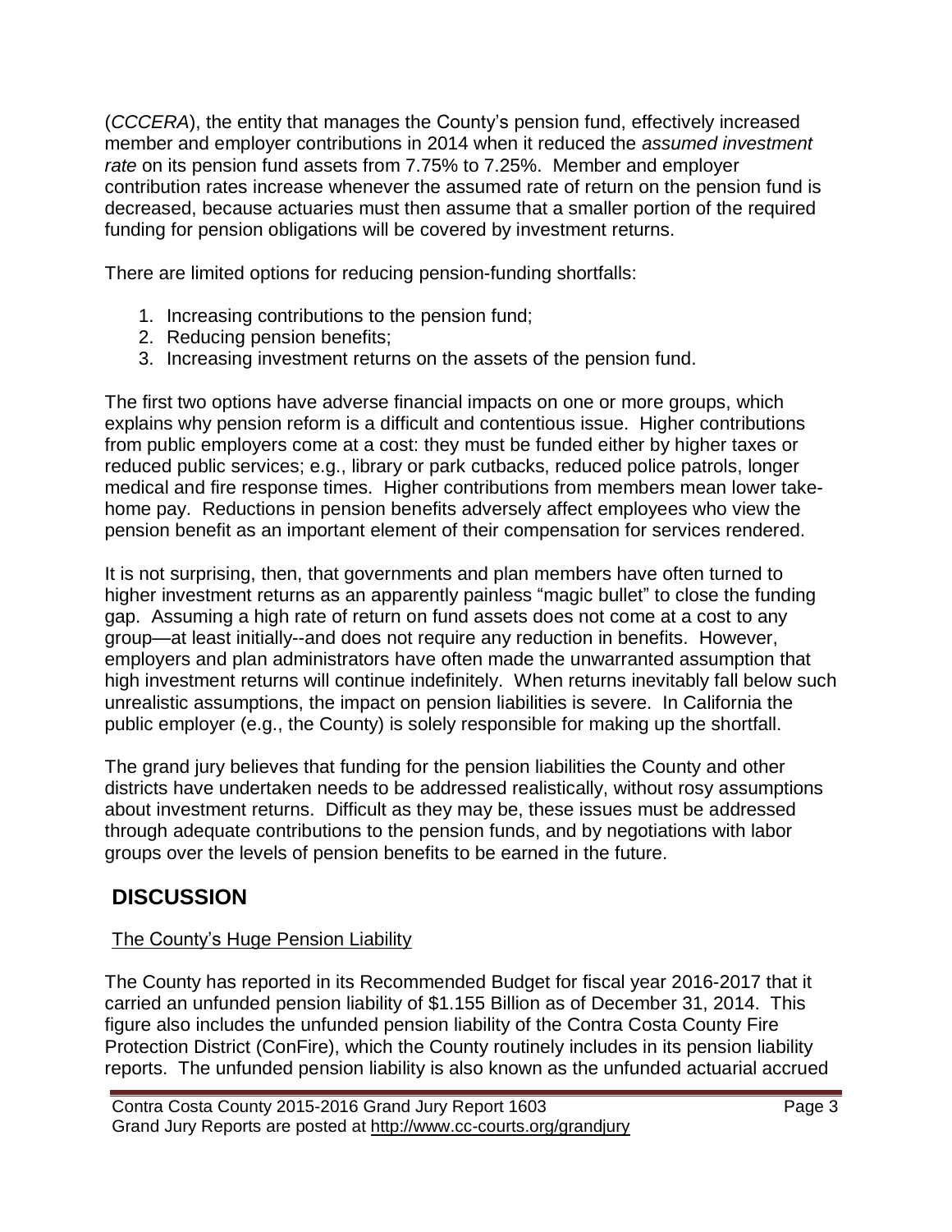(*CCCERA*), the entity that manages the County's pension fund, effectively increased member and employer contributions in 2014 when it reduced the *assumed investment rate* on its pension fund assets from 7.75% to 7.25%. Member and employer contribution rates increase whenever the assumed rate of return on the pension fund is decreased, because actuaries must then assume that a smaller portion of the required funding for pension obligations will be covered by investment returns.

There are limited options for reducing pension-funding shortfalls:

1. Increasing contributions to the pension fund;
2. Reducing pension benefits;
3. Increasing investment returns on the assets of the pension fund.

The first two options have adverse financial impacts on one or more groups, which explains why pension reform is a difficult and contentious issue. Higher contributions from public employers come at a cost: they must be funded either by higher taxes or reduced public services; e.g., library or park cutbacks, reduced police patrols, longer medical and fire response times. Higher contributions from members mean lower take-home pay. Reductions in pension benefits adversely affect employees who view the pension benefit as an important element of their compensation for services rendered.

It is not surprising, then, that governments and plan members have often turned to higher investment returns as an apparently painless "magic bullet" to close the funding gap. Assuming a high rate of return on fund assets does not come at a cost to any group—at least initially--and does not require any reduction in benefits. However, employers and plan administrators have often made the unwarranted assumption that high investment returns will continue indefinitely. When returns inevitably fall below such unrealistic assumptions, the impact on pension liabilities is severe. In California the public employer (e.g., the County) is solely responsible for making up the shortfall.

The grand jury believes that funding for the pension liabilities the County and other districts have undertaken needs to be addressed realistically, without rosy assumptions about investment returns. Difficult as they may be, these issues must be addressed through adequate contributions to the pension funds, and by negotiations with labor groups over the levels of pension benefits to be earned in the future.

## DISCUSSION

### The County's Huge Pension Liability

The County has reported in its Recommended Budget for fiscal year 2016-2017 that it carried an unfunded pension liability of $1.155 Billion as of December 31, 2014. This figure also includes the unfunded pension liability of the Contra Costa County Fire Protection District (ConFire), which the County routinely includes in its pension liability reports. The unfunded pension liability is also known as the unfunded actuarial accrued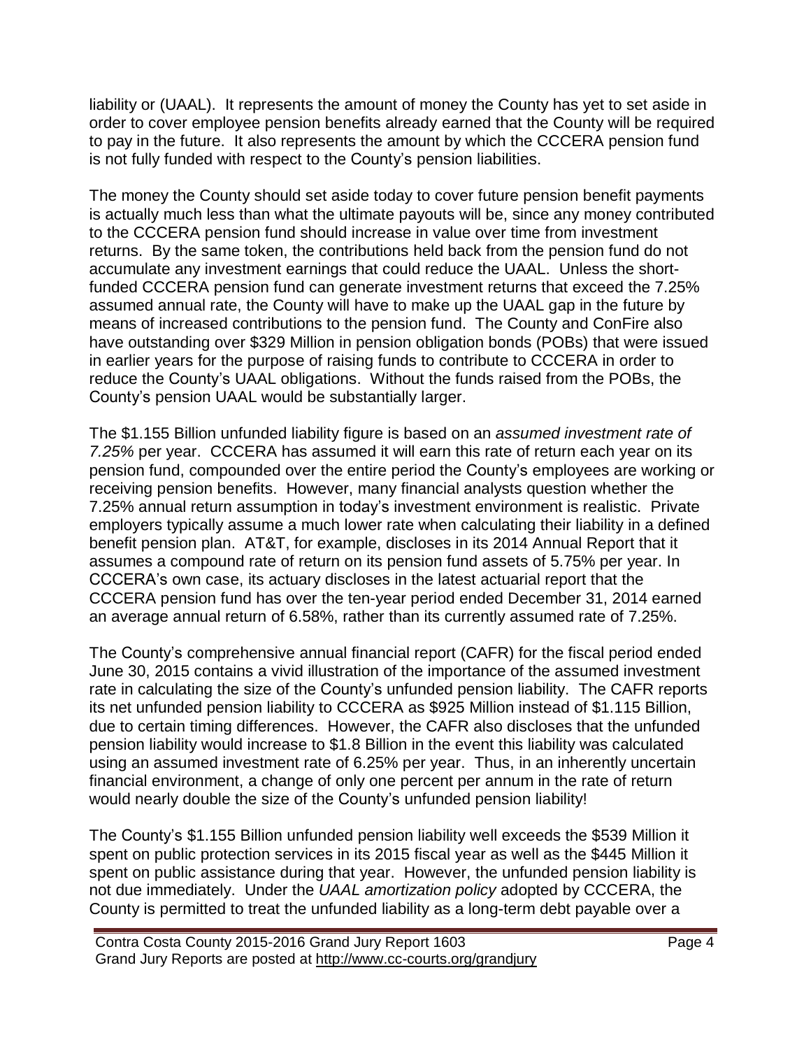liability or (UAAL). It represents the amount of money the County has yet to set aside in order to cover employee pension benefits already earned that the County will be required to pay in the future. It also represents the amount by which the CCCERA pension fund is not fully funded with respect to the County's pension liabilities.

The money the County should set aside today to cover future pension benefit payments is actually much less than what the ultimate payouts will be, since any money contributed to the CCCERA pension fund should increase in value over time from investment returns. By the same token, the contributions held back from the pension fund do not accumulate any investment earnings that could reduce the UAAL. Unless the short-funded CCCERA pension fund can generate investment returns that exceed the 7.25% assumed annual rate, the County will have to make up the UAAL gap in the future by means of increased contributions to the pension fund. The County and ConFire also have outstanding over $329 Million in pension obligation bonds (POBs) that were issued in earlier years for the purpose of raising funds to contribute to CCCERA in order to reduce the County's UAAL obligations. Without the funds raised from the POBs, the County's pension UAAL would be substantially larger.

The $1.155 Billion unfunded liability figure is based on an *assumed investment rate of 7.25%* per year. CCCERA has assumed it will earn this rate of return each year on its pension fund, compounded over the entire period the County's employees are working or receiving pension benefits. However, many financial analysts question whether the 7.25% annual return assumption in today's investment environment is realistic. Private employers typically assume a much lower rate when calculating their liability in a defined benefit pension plan. AT&T, for example, discloses in its 2014 Annual Report that it assumes a compound rate of return on its pension fund assets of 5.75% per year. In CCCERA's own case, its actuary discloses in the latest actuarial report that the CCCERA pension fund has over the ten-year period ended December 31, 2014 earned an average annual return of 6.58%, rather than its currently assumed rate of 7.25%.

The County's comprehensive annual financial report (CAFR) for the fiscal period ended June 30, 2015 contains a vivid illustration of the importance of the assumed investment rate in calculating the size of the County's unfunded pension liability. The CAFR reports its net unfunded pension liability to CCCERA as $925 Million instead of $1.115 Billion, due to certain timing differences. However, the CAFR also discloses that the unfunded pension liability would increase to $1.8 Billion in the event this liability was calculated using an assumed investment rate of 6.25% per year. Thus, in an inherently uncertain financial environment, a change of only one percent per annum in the rate of return would nearly double the size of the County's unfunded pension liability!

The County's $1.155 Billion unfunded pension liability well exceeds the $539 Million it spent on public protection services in its 2015 fiscal year as well as the $445 Million it spent on public assistance during that year. However, the unfunded pension liability is not due immediately. Under the *UAAL amortization policy* adopted by CCCERA, the County is permitted to treat the unfunded liability as a long-term debt payable over a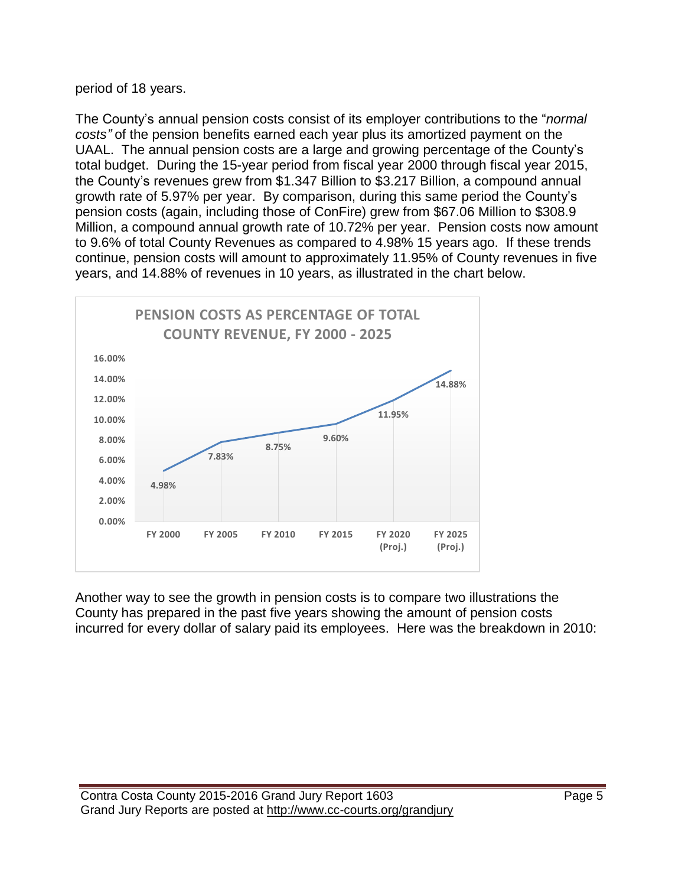period of 18 years.

The County's annual pension costs consist of its employer contributions to the "*normal costs"* of the pension benefits earned each year plus its amortized payment on the UAAL. The annual pension costs are a large and growing percentage of the County's total budget. During the 15-year period from fiscal year 2000 through fiscal year 2015, the County's revenues grew from $1.347 Billion to $3.217 Billion, a compound annual growth rate of 5.97% per year. By comparison, during this same period the County's pension costs (again, including those of ConFire) grew from $67.06 Million to $308.9 Million, a compound annual growth rate of 10.72% per year. Pension costs now amount to 9.6% of total County Revenues as compared to 4.98% 15 years ago. If these trends continue, pension costs will amount to approximately 11.95% of County revenues in five years, and 14.88% of revenues in 10 years, as illustrated in the chart below.

**PENSION COSTS AS PERCENTAGE OF TOTAL COUNTY REVENUE, FY 2000 - 2025**

| Fiscal Year | Pension Costs as % of Total County Revenue |
|---|---|
| FY 2000 | 4.98% |
| FY 2005 | 7.83% |
| FY 2010 | 8.75% |
| FY 2015 | 9.60% |
| FY 2020 (Proj.) | 11.95% |
| FY 2025 (Proj.) | 14.88% |

Another way to see the growth in pension costs is to compare two illustrations the County has prepared in the past five years showing the amount of pension costs incurred for every dollar of salary paid its employees. Here was the breakdown in 2010: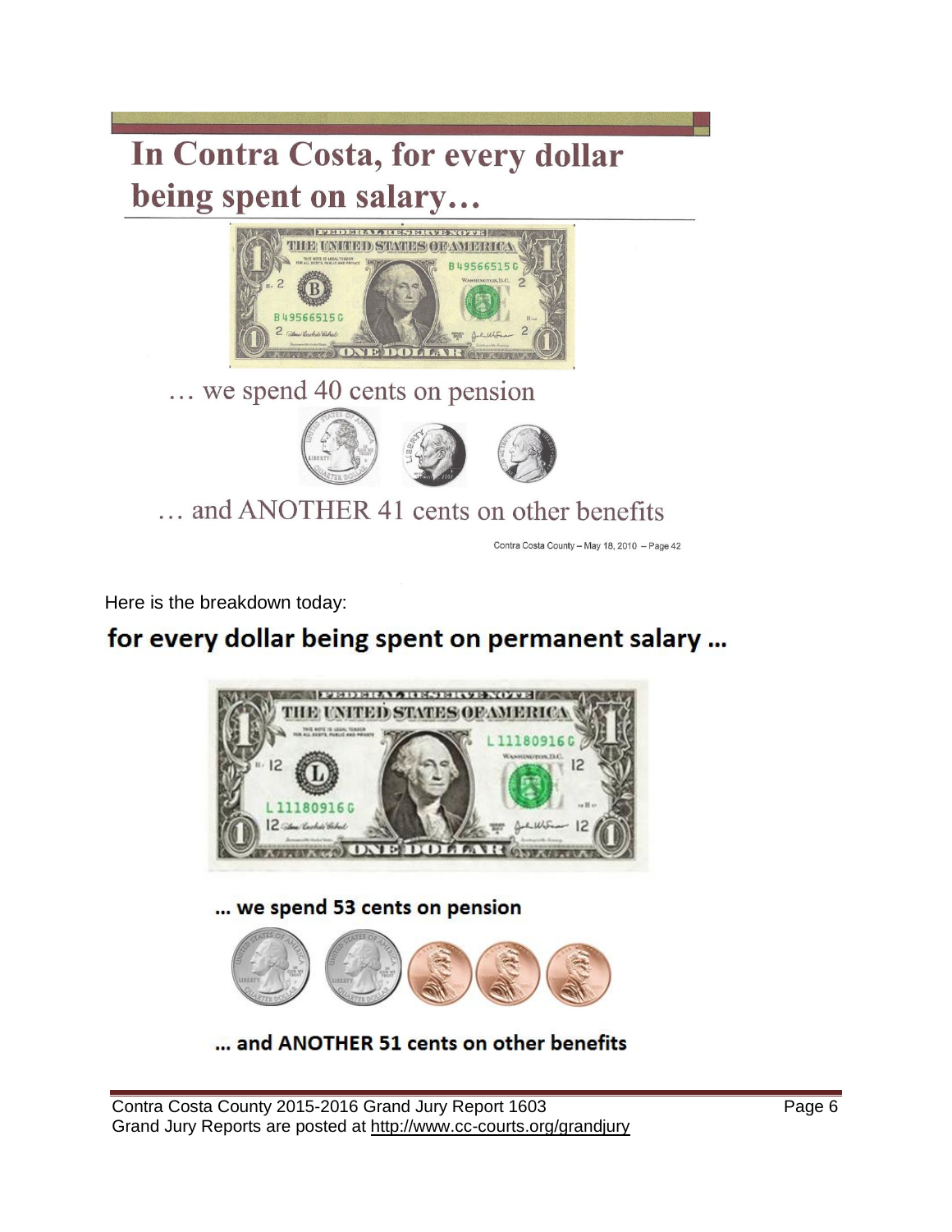## In Contra Costa, for every dollar being spent on salary…

… we spend 40 cents on pension

… and ANOTHER 41 cents on other benefits

Contra Costa County – May 18, 2010 – Page 42

Here is the breakdown today:

**for every dollar being spent on permanent salary …**

**… we spend 53 cents on pension**

**… and ANOTHER 51 cents on other benefits**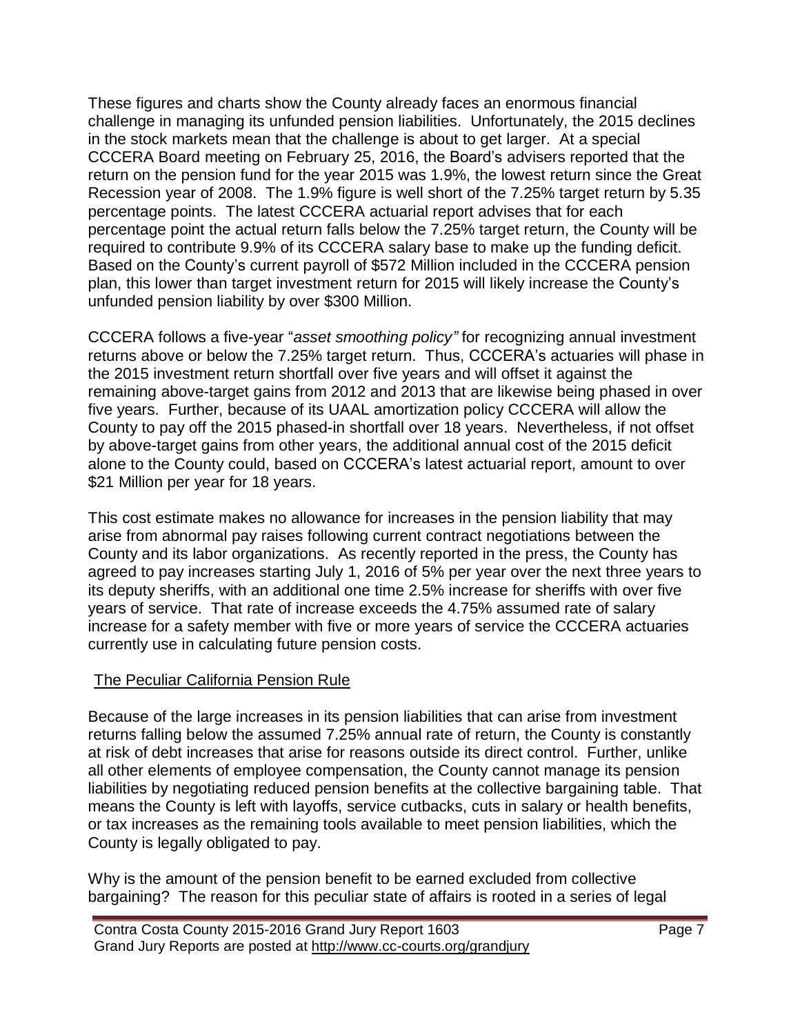These figures and charts show the County already faces an enormous financial challenge in managing its unfunded pension liabilities. Unfortunately, the 2015 declines in the stock markets mean that the challenge is about to get larger. At a special CCCERA Board meeting on February 25, 2016, the Board's advisers reported that the return on the pension fund for the year 2015 was 1.9%, the lowest return since the Great Recession year of 2008. The 1.9% figure is well short of the 7.25% target return by 5.35 percentage points. The latest CCCERA actuarial report advises that for each percentage point the actual return falls below the 7.25% target return, the County will be required to contribute 9.9% of its CCCERA salary base to make up the funding deficit. Based on the County's current payroll of $572 Million included in the CCCERA pension plan, this lower than target investment return for 2015 will likely increase the County's unfunded pension liability by over $300 Million.

CCCERA follows a five-year "*asset smoothing policy"* for recognizing annual investment returns above or below the 7.25% target return. Thus, CCCERA's actuaries will phase in the 2015 investment return shortfall over five years and will offset it against the remaining above-target gains from 2012 and 2013 that are likewise being phased in over five years. Further, because of its UAAL amortization policy CCCERA will allow the County to pay off the 2015 phased-in shortfall over 18 years. Nevertheless, if not offset by above-target gains from other years, the additional annual cost of the 2015 deficit alone to the County could, based on CCCERA's latest actuarial report, amount to over $21 Million per year for 18 years.

This cost estimate makes no allowance for increases in the pension liability that may arise from abnormal pay raises following current contract negotiations between the County and its labor organizations. As recently reported in the press, the County has agreed to pay increases starting July 1, 2016 of 5% per year over the next three years to its deputy sheriffs, with an additional one time 2.5% increase for sheriffs with over five years of service. That rate of increase exceeds the 4.75% assumed rate of salary increase for a safety member with five or more years of service the CCCERA actuaries currently use in calculating future pension costs.

## The Peculiar California Pension Rule

Because of the large increases in its pension liabilities that can arise from investment returns falling below the assumed 7.25% annual rate of return, the County is constantly at risk of debt increases that arise for reasons outside its direct control. Further, unlike all other elements of employee compensation, the County cannot manage its pension liabilities by negotiating reduced pension benefits at the collective bargaining table. That means the County is left with layoffs, service cutbacks, cuts in salary or health benefits, or tax increases as the remaining tools available to meet pension liabilities, which the County is legally obligated to pay.

Why is the amount of the pension benefit to be earned excluded from collective bargaining? The reason for this peculiar state of affairs is rooted in a series of legal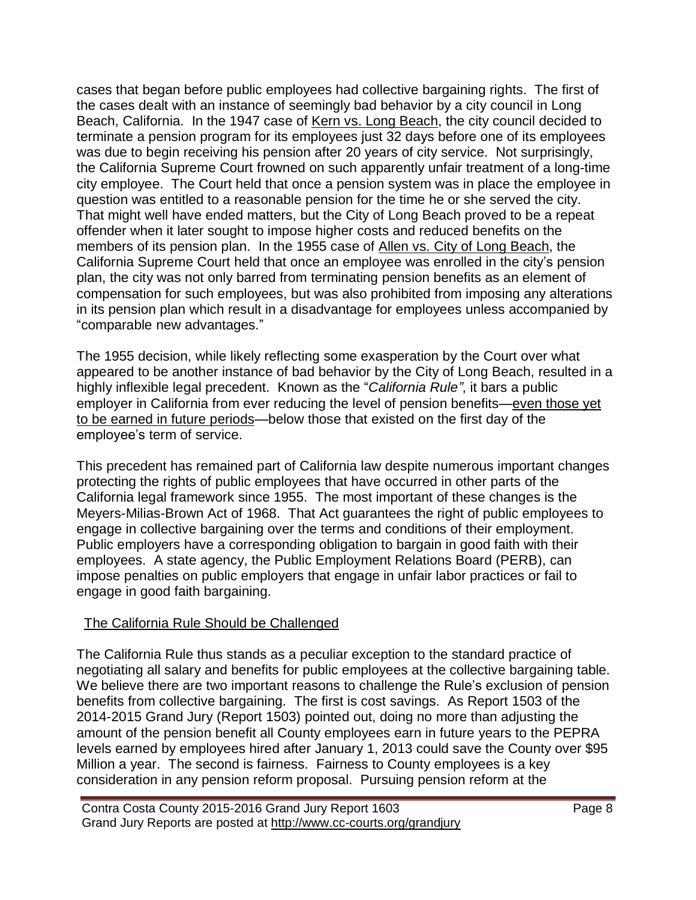cases that began before public employees had collective bargaining rights. The first of the cases dealt with an instance of seemingly bad behavior by a city council in Long Beach, California. In the 1947 case of Kern vs. Long Beach, the city council decided to terminate a pension program for its employees just 32 days before one of its employees was due to begin receiving his pension after 20 years of city service. Not surprisingly, the California Supreme Court frowned on such apparently unfair treatment of a long-time city employee. The Court held that once a pension system was in place the employee in question was entitled to a reasonable pension for the time he or she served the city. That might well have ended matters, but the City of Long Beach proved to be a repeat offender when it later sought to impose higher costs and reduced benefits on the members of its pension plan. In the 1955 case of Allen vs. City of Long Beach, the California Supreme Court held that once an employee was enrolled in the city's pension plan, the city was not only barred from terminating pension benefits as an element of compensation for such employees, but was also prohibited from imposing any alterations in its pension plan which result in a disadvantage for employees unless accompanied by "comparable new advantages."

The 1955 decision, while likely reflecting some exasperation by the Court over what appeared to be another instance of bad behavior by the City of Long Beach, resulted in a highly inflexible legal precedent. Known as the "*California Rule"*, it bars a public employer in California from ever reducing the level of pension benefits—even those yet to be earned in future periods—below those that existed on the first day of the employee's term of service.

This precedent has remained part of California law despite numerous important changes protecting the rights of public employees that have occurred in other parts of the California legal framework since 1955. The most important of these changes is the Meyers-Milias-Brown Act of 1968. That Act guarantees the right of public employees to engage in collective bargaining over the terms and conditions of their employment. Public employers have a corresponding obligation to bargain in good faith with their employees. A state agency, the Public Employment Relations Board (PERB), can impose penalties on public employers that engage in unfair labor practices or fail to engage in good faith bargaining.

## The California Rule Should be Challenged

The California Rule thus stands as a peculiar exception to the standard practice of negotiating all salary and benefits for public employees at the collective bargaining table. We believe there are two important reasons to challenge the Rule's exclusion of pension benefits from collective bargaining. The first is cost savings. As Report 1503 of the 2014-2015 Grand Jury (Report 1503) pointed out, doing no more than adjusting the amount of the pension benefit all County employees earn in future years to the PEPRA levels earned by employees hired after January 1, 2013 could save the County over $95 Million a year. The second is fairness. Fairness to County employees is a key consideration in any pension reform proposal. Pursuing pension reform at the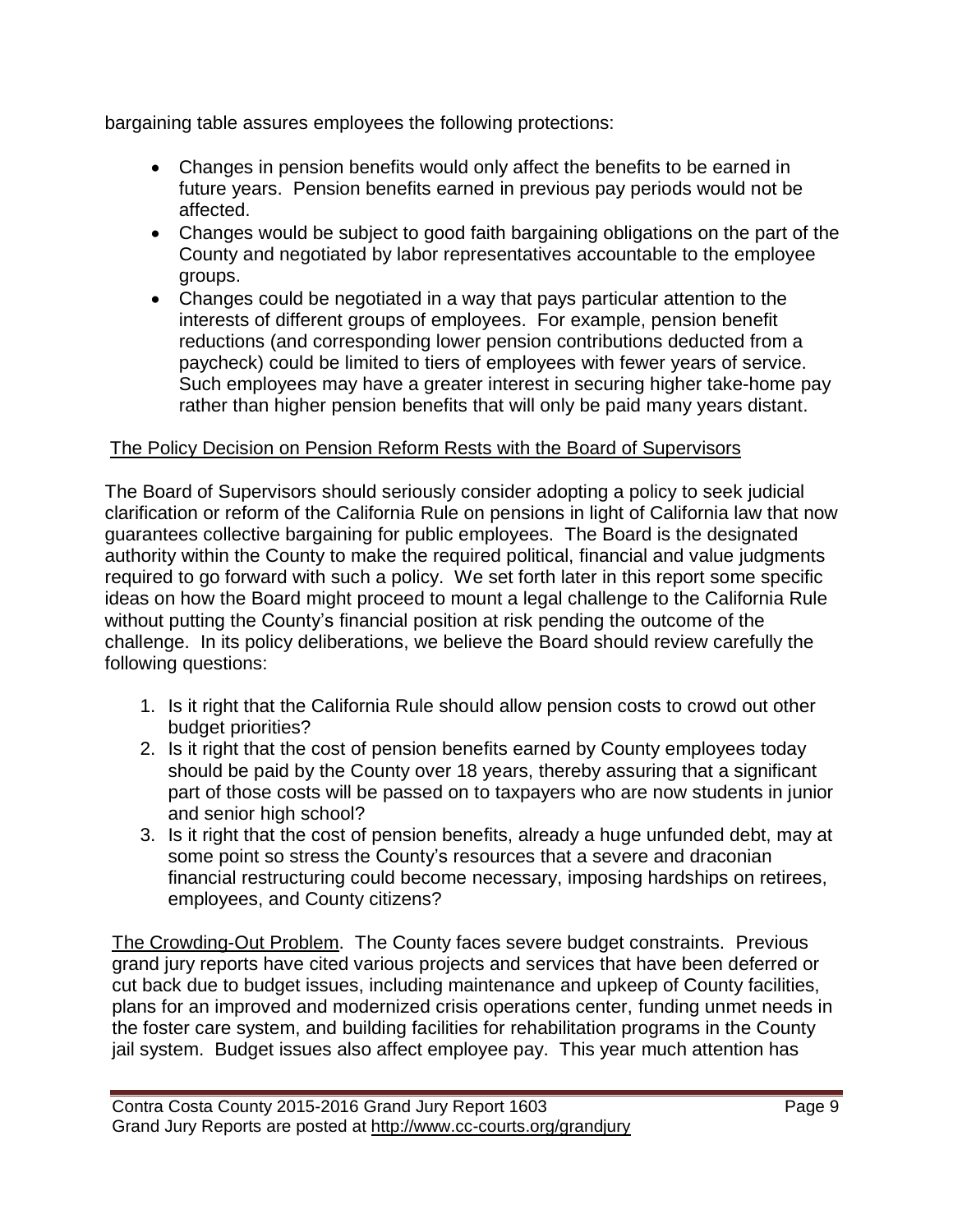bargaining table assures employees the following protections:

- Changes in pension benefits would only affect the benefits to be earned in future years. Pension benefits earned in previous pay periods would not be affected.
- Changes would be subject to good faith bargaining obligations on the part of the County and negotiated by labor representatives accountable to the employee groups.
- Changes could be negotiated in a way that pays particular attention to the interests of different groups of employees. For example, pension benefit reductions (and corresponding lower pension contributions deducted from a paycheck) could be limited to tiers of employees with fewer years of service. Such employees may have a greater interest in securing higher take-home pay rather than higher pension benefits that will only be paid many years distant.

<u>The Policy Decision on Pension Reform Rests with the Board of Supervisors</u>

The Board of Supervisors should seriously consider adopting a policy to seek judicial clarification or reform of the California Rule on pensions in light of California law that now guarantees collective bargaining for public employees. The Board is the designated authority within the County to make the required political, financial and value judgments required to go forward with such a policy. We set forth later in this report some specific ideas on how the Board might proceed to mount a legal challenge to the California Rule without putting the County's financial position at risk pending the outcome of the challenge. In its policy deliberations, we believe the Board should review carefully the following questions:

1. Is it right that the California Rule should allow pension costs to crowd out other budget priorities?
2. Is it right that the cost of pension benefits earned by County employees today should be paid by the County over 18 years, thereby assuring that a significant part of those costs will be passed on to taxpayers who are now students in junior and senior high school?
3. Is it right that the cost of pension benefits, already a huge unfunded debt, may at some point so stress the County's resources that a severe and draconian financial restructuring could become necessary, imposing hardships on retirees, employees, and County citizens?

<u>The Crowding-Out Problem</u>. The County faces severe budget constraints. Previous grand jury reports have cited various projects and services that have been deferred or cut back due to budget issues, including maintenance and upkeep of County facilities, plans for an improved and modernized crisis operations center, funding unmet needs in the foster care system, and building facilities for rehabilitation programs in the County jail system. Budget issues also affect employee pay. This year much attention has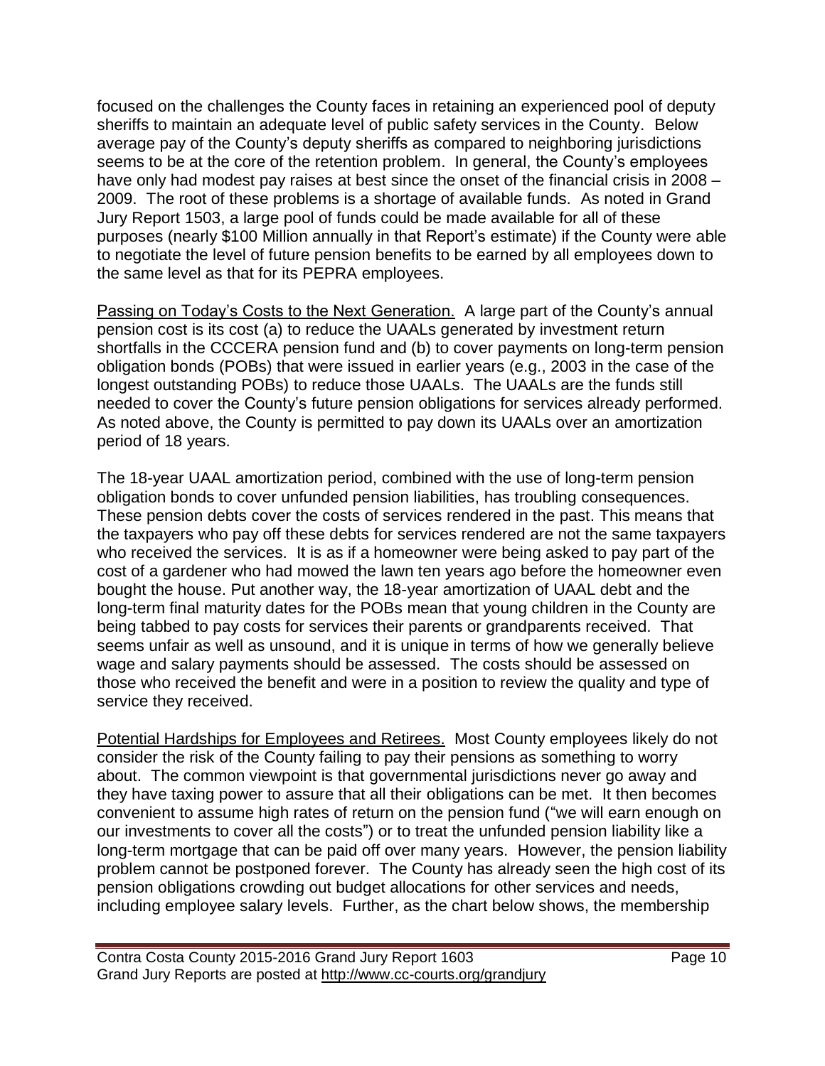focused on the challenges the County faces in retaining an experienced pool of deputy sheriffs to maintain an adequate level of public safety services in the County. Below average pay of the County's deputy sheriffs as compared to neighboring jurisdictions seems to be at the core of the retention problem. In general, the County's employees have only had modest pay raises at best since the onset of the financial crisis in 2008 – 2009. The root of these problems is a shortage of available funds. As noted in Grand Jury Report 1503, a large pool of funds could be made available for all of these purposes (nearly $100 Million annually in that Report's estimate) if the County were able to negotiate the level of future pension benefits to be earned by all employees down to the same level as that for its PEPRA employees.

<u>Passing on Today's Costs to the Next Generation.</u> A large part of the County's annual pension cost is its cost (a) to reduce the UAALs generated by investment return shortfalls in the CCCERA pension fund and (b) to cover payments on long-term pension obligation bonds (POBs) that were issued in earlier years (e.g., 2003 in the case of the longest outstanding POBs) to reduce those UAALs. The UAALs are the funds still needed to cover the County's future pension obligations for services already performed. As noted above, the County is permitted to pay down its UAALs over an amortization period of 18 years.

The 18-year UAAL amortization period, combined with the use of long-term pension obligation bonds to cover unfunded pension liabilities, has troubling consequences. These pension debts cover the costs of services rendered in the past. This means that the taxpayers who pay off these debts for services rendered are not the same taxpayers who received the services. It is as if a homeowner were being asked to pay part of the cost of a gardener who had mowed the lawn ten years ago before the homeowner even bought the house. Put another way, the 18-year amortization of UAAL debt and the long-term final maturity dates for the POBs mean that young children in the County are being tabbed to pay costs for services their parents or grandparents received. That seems unfair as well as unsound, and it is unique in terms of how we generally believe wage and salary payments should be assessed. The costs should be assessed on those who received the benefit and were in a position to review the quality and type of service they received.

<u>Potential Hardships for Employees and Retirees.</u> Most County employees likely do not consider the risk of the County failing to pay their pensions as something to worry about. The common viewpoint is that governmental jurisdictions never go away and they have taxing power to assure that all their obligations can be met. It then becomes convenient to assume high rates of return on the pension fund ("we will earn enough on our investments to cover all the costs") or to treat the unfunded pension liability like a long-term mortgage that can be paid off over many years. However, the pension liability problem cannot be postponed forever. The County has already seen the high cost of its pension obligations crowding out budget allocations for other services and needs, including employee salary levels. Further, as the chart below shows, the membership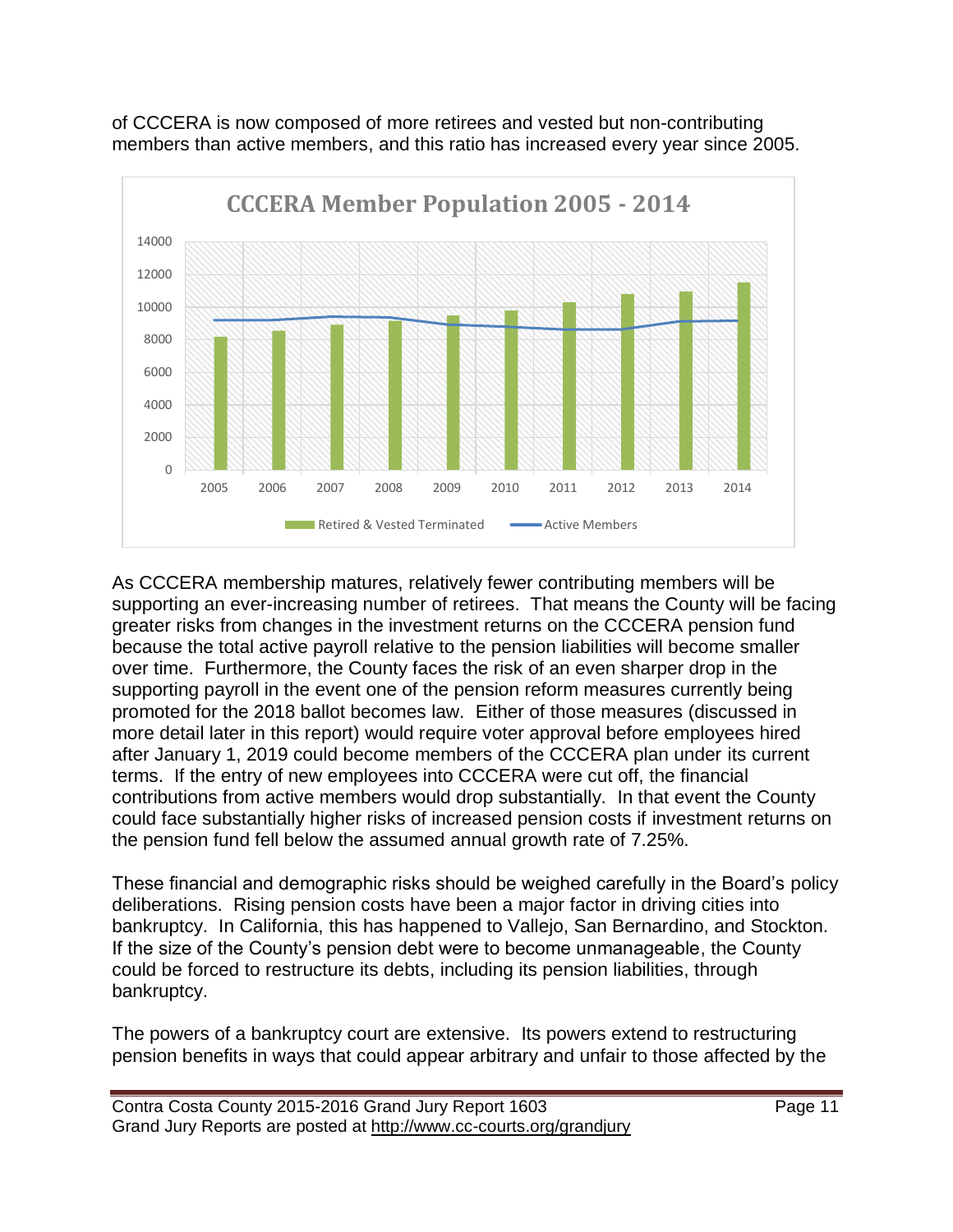of CCCERA is now composed of more retirees and vested but non-contributing members than active members, and this ratio has increased every year since 2005.

As CCCERA membership matures, relatively fewer contributing members will be supporting an ever-increasing number of retirees. That means the County will be facing greater risks from changes in the investment returns on the CCCERA pension fund because the total active payroll relative to the pension liabilities will become smaller over time. Furthermore, the County faces the risk of an even sharper drop in the supporting payroll in the event one of the pension reform measures currently being promoted for the 2018 ballot becomes law. Either of those measures (discussed in more detail later in this report) would require voter approval before employees hired after January 1, 2019 could become members of the CCCERA plan under its current terms. If the entry of new employees into CCCERA were cut off, the financial contributions from active members would drop substantially. In that event the County could face substantially higher risks of increased pension costs if investment returns on the pension fund fell below the assumed annual growth rate of 7.25%.

These financial and demographic risks should be weighed carefully in the Board's policy deliberations. Rising pension costs have been a major factor in driving cities into bankruptcy. In California, this has happened to Vallejo, San Bernardino, and Stockton. If the size of the County's pension debt were to become unmanageable, the County could be forced to restructure its debts, including its pension liabilities, through bankruptcy.

The powers of a bankruptcy court are extensive. Its powers extend to restructuring pension benefits in ways that could appear arbitrary and unfair to those affected by the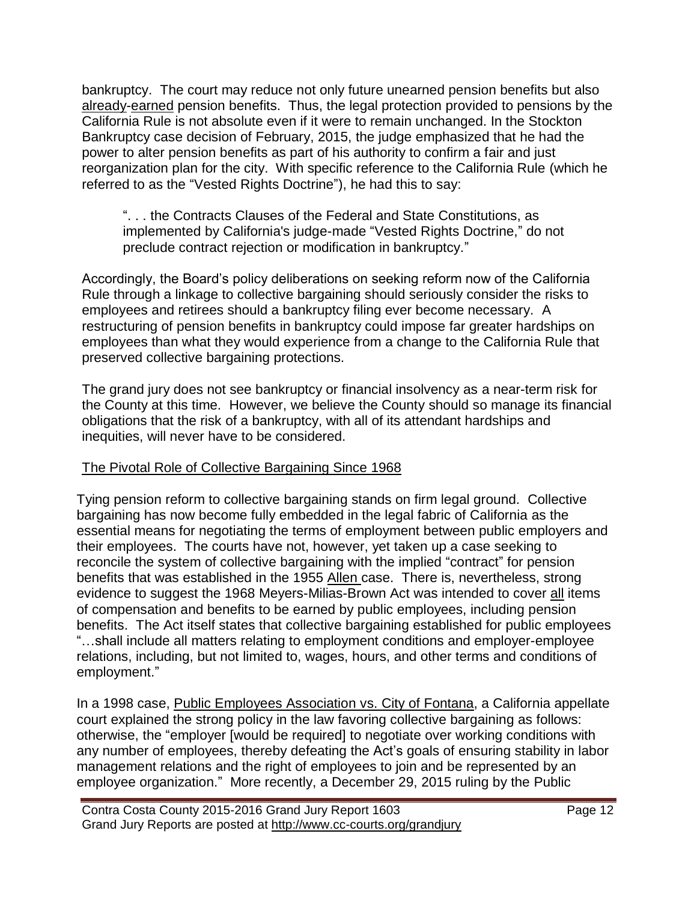bankruptcy. The court may reduce not only future unearned pension benefits but also already-earned pension benefits. Thus, the legal protection provided to pensions by the California Rule is not absolute even if it were to remain unchanged. In the Stockton Bankruptcy case decision of February, 2015, the judge emphasized that he had the power to alter pension benefits as part of his authority to confirm a fair and just reorganization plan for the city. With specific reference to the California Rule (which he referred to as the "Vested Rights Doctrine"), he had this to say:

> ". . . the Contracts Clauses of the Federal and State Constitutions, as implemented by California's judge-made "Vested Rights Doctrine," do not preclude contract rejection or modification in bankruptcy."

Accordingly, the Board's policy deliberations on seeking reform now of the California Rule through a linkage to collective bargaining should seriously consider the risks to employees and retirees should a bankruptcy filing ever become necessary. A restructuring of pension benefits in bankruptcy could impose far greater hardships on employees than what they would experience from a change to the California Rule that preserved collective bargaining protections.

The grand jury does not see bankruptcy or financial insolvency as a near-term risk for the County at this time. However, we believe the County should so manage its financial obligations that the risk of a bankruptcy, with all of its attendant hardships and inequities, will never have to be considered.

## The Pivotal Role of Collective Bargaining Since 1968

Tying pension reform to collective bargaining stands on firm legal ground. Collective bargaining has now become fully embedded in the legal fabric of California as the essential means for negotiating the terms of employment between public employers and their employees. The courts have not, however, yet taken up a case seeking to reconcile the system of collective bargaining with the implied "contract" for pension benefits that was established in the 1955 Allen case. There is, nevertheless, strong evidence to suggest the 1968 Meyers-Milias-Brown Act was intended to cover all items of compensation and benefits to be earned by public employees, including pension benefits. The Act itself states that collective bargaining established for public employees "…shall include all matters relating to employment conditions and employer-employee relations, including, but not limited to, wages, hours, and other terms and conditions of employment."

In a 1998 case, Public Employees Association vs. City of Fontana, a California appellate court explained the strong policy in the law favoring collective bargaining as follows: otherwise, the "employer [would be required] to negotiate over working conditions with any number of employees, thereby defeating the Act's goals of ensuring stability in labor management relations and the right of employees to join and be represented by an employee organization." More recently, a December 29, 2015 ruling by the Public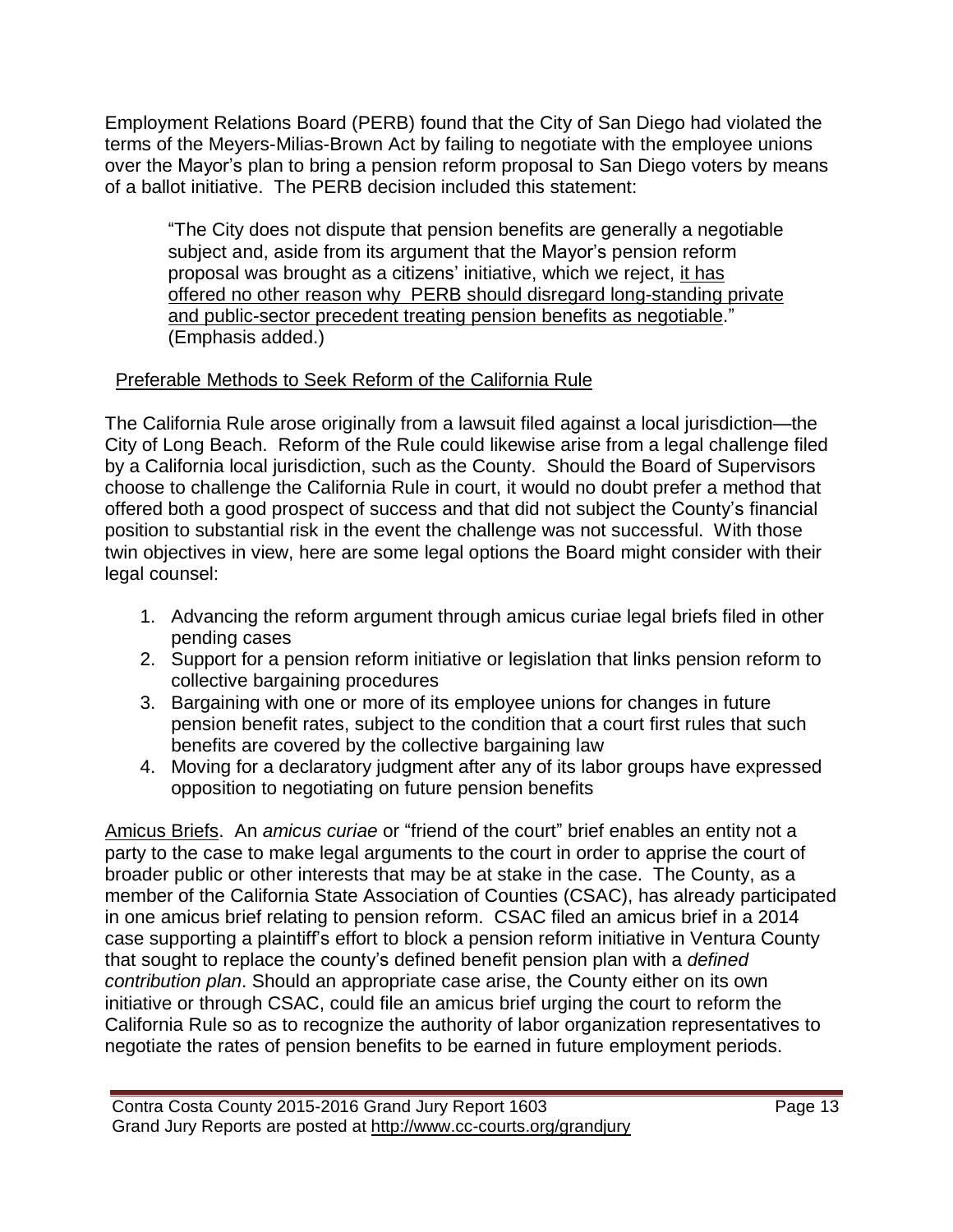Employment Relations Board (PERB) found that the City of San Diego had violated the terms of the Meyers-Milias-Brown Act by failing to negotiate with the employee unions over the Mayor's plan to bring a pension reform proposal to San Diego voters by means of a ballot initiative. The PERB decision included this statement:

> "The City does not dispute that pension benefits are generally a negotiable subject and, aside from its argument that the Mayor's pension reform proposal was brought as a citizens' initiative, which we reject, <u>it has offered no other reason why PERB should disregard long-standing private and public-sector precedent treating pension benefits as negotiable</u>." (Emphasis added.)

<u>Preferable Methods to Seek Reform of the California Rule</u>

The California Rule arose originally from a lawsuit filed against a local jurisdiction—the City of Long Beach. Reform of the Rule could likewise arise from a legal challenge filed by a California local jurisdiction, such as the County. Should the Board of Supervisors choose to challenge the California Rule in court, it would no doubt prefer a method that offered both a good prospect of success and that did not subject the County's financial position to substantial risk in the event the challenge was not successful. With those twin objectives in view, here are some legal options the Board might consider with their legal counsel:

1. Advancing the reform argument through amicus curiae legal briefs filed in other pending cases
2. Support for a pension reform initiative or legislation that links pension reform to collective bargaining procedures
3. Bargaining with one or more of its employee unions for changes in future pension benefit rates, subject to the condition that a court first rules that such benefits are covered by the collective bargaining law
4. Moving for a declaratory judgment after any of its labor groups have expressed opposition to negotiating on future pension benefits

<u>Amicus Briefs</u>. An *amicus curiae* or "friend of the court" brief enables an entity not a party to the case to make legal arguments to the court in order to apprise the court of broader public or other interests that may be at stake in the case. The County, as a member of the California State Association of Counties (CSAC), has already participated in one amicus brief relating to pension reform. CSAC filed an amicus brief in a 2014 case supporting a plaintiff's effort to block a pension reform initiative in Ventura County that sought to replace the county's defined benefit pension plan with a *defined contribution plan*. Should an appropriate case arise, the County either on its own initiative or through CSAC, could file an amicus brief urging the court to reform the California Rule so as to recognize the authority of labor organization representatives to negotiate the rates of pension benefits to be earned in future employment periods.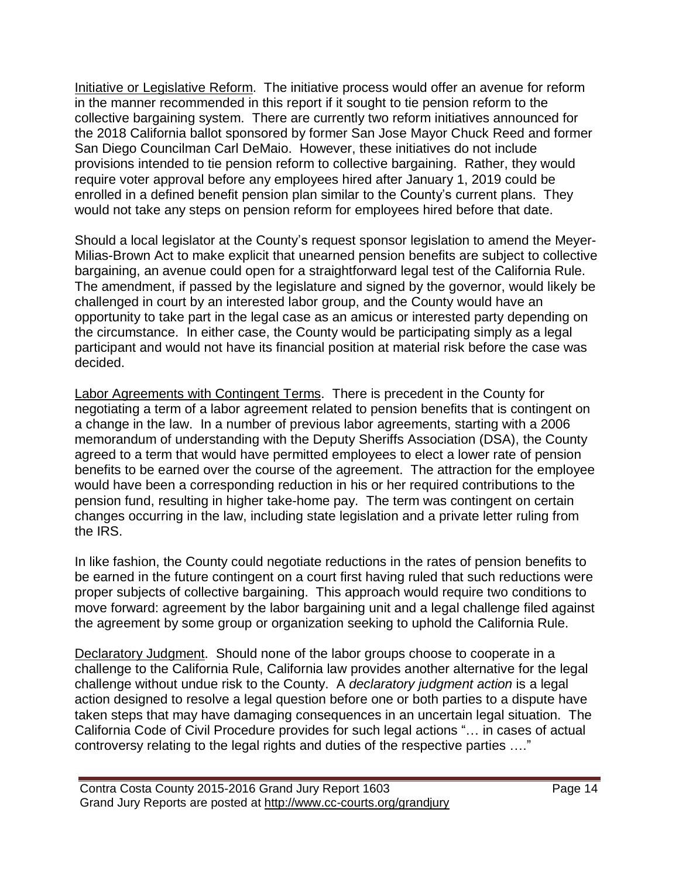Initiative or Legislative Reform. The initiative process would offer an avenue for reform in the manner recommended in this report if it sought to tie pension reform to the collective bargaining system. There are currently two reform initiatives announced for the 2018 California ballot sponsored by former San Jose Mayor Chuck Reed and former San Diego Councilman Carl DeMaio. However, these initiatives do not include provisions intended to tie pension reform to collective bargaining. Rather, they would require voter approval before any employees hired after January 1, 2019 could be enrolled in a defined benefit pension plan similar to the County's current plans. They would not take any steps on pension reform for employees hired before that date.

Should a local legislator at the County's request sponsor legislation to amend the Meyer-Milias-Brown Act to make explicit that unearned pension benefits are subject to collective bargaining, an avenue could open for a straightforward legal test of the California Rule. The amendment, if passed by the legislature and signed by the governor, would likely be challenged in court by an interested labor group, and the County would have an opportunity to take part in the legal case as an amicus or interested party depending on the circumstance. In either case, the County would be participating simply as a legal participant and would not have its financial position at material risk before the case was decided.

Labor Agreements with Contingent Terms. There is precedent in the County for negotiating a term of a labor agreement related to pension benefits that is contingent on a change in the law. In a number of previous labor agreements, starting with a 2006 memorandum of understanding with the Deputy Sheriffs Association (DSA), the County agreed to a term that would have permitted employees to elect a lower rate of pension benefits to be earned over the course of the agreement. The attraction for the employee would have been a corresponding reduction in his or her required contributions to the pension fund, resulting in higher take-home pay. The term was contingent on certain changes occurring in the law, including state legislation and a private letter ruling from the IRS.

In like fashion, the County could negotiate reductions in the rates of pension benefits to be earned in the future contingent on a court first having ruled that such reductions were proper subjects of collective bargaining. This approach would require two conditions to move forward: agreement by the labor bargaining unit and a legal challenge filed against the agreement by some group or organization seeking to uphold the California Rule.

Declaratory Judgment. Should none of the labor groups choose to cooperate in a challenge to the California Rule, California law provides another alternative for the legal challenge without undue risk to the County. A *declaratory judgment action* is a legal action designed to resolve a legal question before one or both parties to a dispute have taken steps that may have damaging consequences in an uncertain legal situation. The California Code of Civil Procedure provides for such legal actions "… in cases of actual controversy relating to the legal rights and duties of the respective parties …."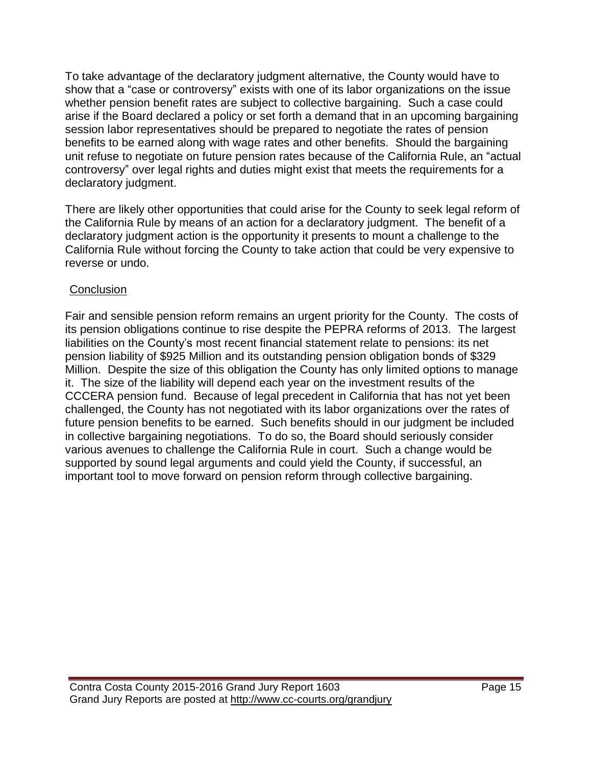To take advantage of the declaratory judgment alternative, the County would have to show that a "case or controversy" exists with one of its labor organizations on the issue whether pension benefit rates are subject to collective bargaining. Such a case could arise if the Board declared a policy or set forth a demand that in an upcoming bargaining session labor representatives should be prepared to negotiate the rates of pension benefits to be earned along with wage rates and other benefits. Should the bargaining unit refuse to negotiate on future pension rates because of the California Rule, an "actual controversy" over legal rights and duties might exist that meets the requirements for a declaratory judgment.

There are likely other opportunities that could arise for the County to seek legal reform of the California Rule by means of an action for a declaratory judgment. The benefit of a declaratory judgment action is the opportunity it presents to mount a challenge to the California Rule without forcing the County to take action that could be very expensive to reverse or undo.

## Conclusion

Fair and sensible pension reform remains an urgent priority for the County. The costs of its pension obligations continue to rise despite the PEPRA reforms of 2013. The largest liabilities on the County's most recent financial statement relate to pensions: its net pension liability of $925 Million and its outstanding pension obligation bonds of $329 Million. Despite the size of this obligation the County has only limited options to manage it. The size of the liability will depend each year on the investment results of the CCCERA pension fund. Because of legal precedent in California that has not yet been challenged, the County has not negotiated with its labor organizations over the rates of future pension benefits to be earned. Such benefits should in our judgment be included in collective bargaining negotiations. To do so, the Board should seriously consider various avenues to challenge the California Rule in court. Such a change would be supported by sound legal arguments and could yield the County, if successful, an important tool to move forward on pension reform through collective bargaining.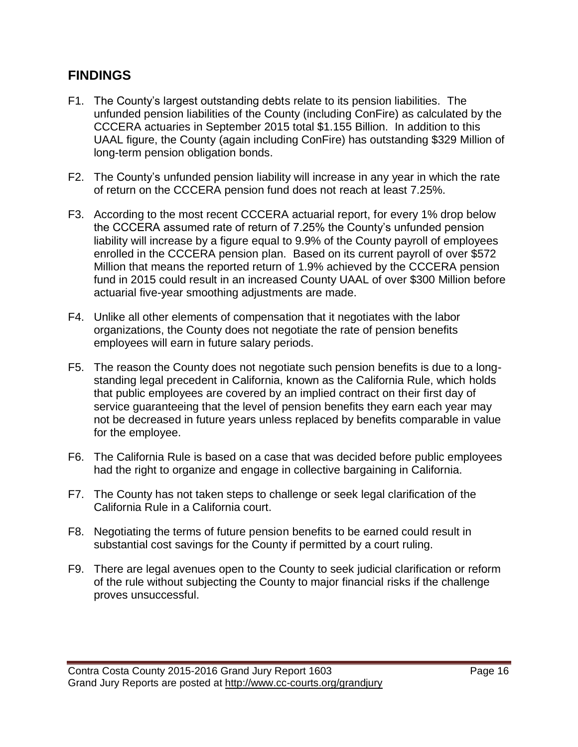## FINDINGS

F1. The County's largest outstanding debts relate to its pension liabilities. The unfunded pension liabilities of the County (including ConFire) as calculated by the CCCERA actuaries in September 2015 total $1.155 Billion. In addition to this UAAL figure, the County (again including ConFire) has outstanding $329 Million of long-term pension obligation bonds.

F2. The County's unfunded pension liability will increase in any year in which the rate of return on the CCCERA pension fund does not reach at least 7.25%.

F3. According to the most recent CCCERA actuarial report, for every 1% drop below the CCCERA assumed rate of return of 7.25% the County's unfunded pension liability will increase by a figure equal to 9.9% of the County payroll of employees enrolled in the CCCERA pension plan. Based on its current payroll of over $572 Million that means the reported return of 1.9% achieved by the CCCERA pension fund in 2015 could result in an increased County UAAL of over $300 Million before actuarial five-year smoothing adjustments are made.

F4. Unlike all other elements of compensation that it negotiates with the labor organizations, the County does not negotiate the rate of pension benefits employees will earn in future salary periods.

F5. The reason the County does not negotiate such pension benefits is due to a long-standing legal precedent in California, known as the California Rule, which holds that public employees are covered by an implied contract on their first day of service guaranteeing that the level of pension benefits they earn each year may not be decreased in future years unless replaced by benefits comparable in value for the employee.

F6. The California Rule is based on a case that was decided before public employees had the right to organize and engage in collective bargaining in California.

F7. The County has not taken steps to challenge or seek legal clarification of the California Rule in a California court.

F8. Negotiating the terms of future pension benefits to be earned could result in substantial cost savings for the County if permitted by a court ruling.

F9. There are legal avenues open to the County to seek judicial clarification or reform of the rule without subjecting the County to major financial risks if the challenge proves unsuccessful.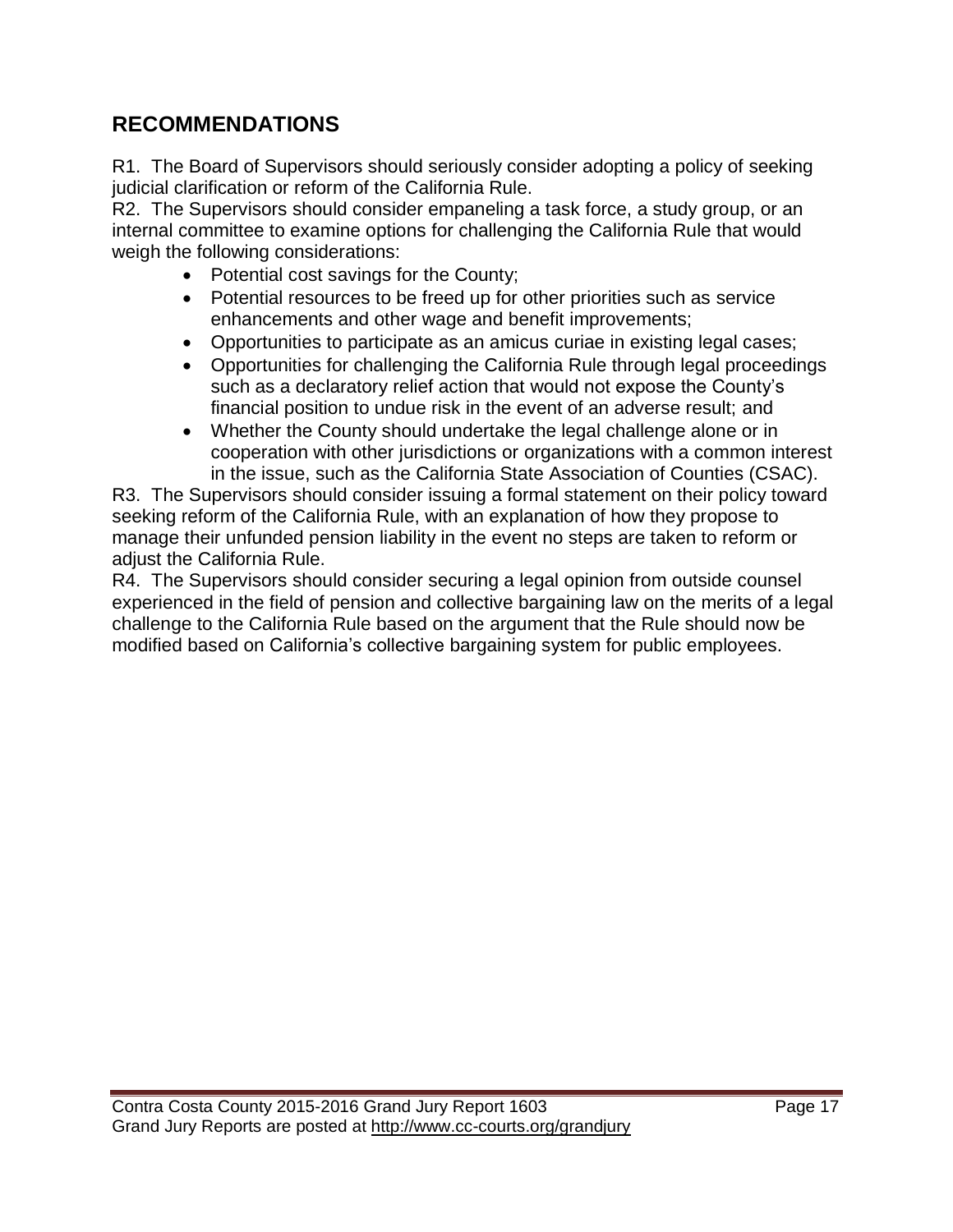## RECOMMENDATIONS

R1. The Board of Supervisors should seriously consider adopting a policy of seeking judicial clarification or reform of the California Rule.

R2. The Supervisors should consider empaneling a task force, a study group, or an internal committee to examine options for challenging the California Rule that would weigh the following considerations:

- Potential cost savings for the County;
- Potential resources to be freed up for other priorities such as service enhancements and other wage and benefit improvements;
- Opportunities to participate as an amicus curiae in existing legal cases;
- Opportunities for challenging the California Rule through legal proceedings such as a declaratory relief action that would not expose the County's financial position to undue risk in the event of an adverse result; and
- Whether the County should undertake the legal challenge alone or in cooperation with other jurisdictions or organizations with a common interest in the issue, such as the California State Association of Counties (CSAC).

R3. The Supervisors should consider issuing a formal statement on their policy toward seeking reform of the California Rule, with an explanation of how they propose to manage their unfunded pension liability in the event no steps are taken to reform or adjust the California Rule.

R4. The Supervisors should consider securing a legal opinion from outside counsel experienced in the field of pension and collective bargaining law on the merits of a legal challenge to the California Rule based on the argument that the Rule should now be modified based on California's collective bargaining system for public employees.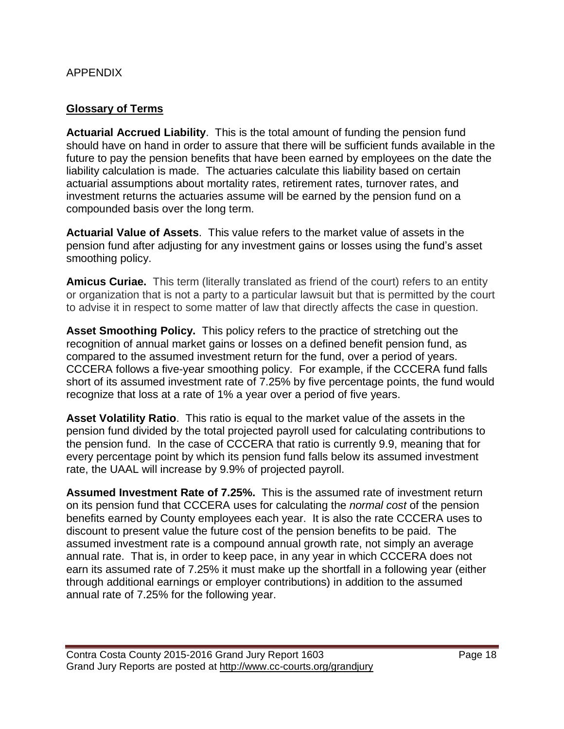APPENDIX

## Glossary of Terms

**Actuarial Accrued Liability**. This is the total amount of funding the pension fund should have on hand in order to assure that there will be sufficient funds available in the future to pay the pension benefits that have been earned by employees on the date the liability calculation is made. The actuaries calculate this liability based on certain actuarial assumptions about mortality rates, retirement rates, turnover rates, and investment returns the actuaries assume will be earned by the pension fund on a compounded basis over the long term.

**Actuarial Value of Assets**. This value refers to the market value of assets in the pension fund after adjusting for any investment gains or losses using the fund's asset smoothing policy.

**Amicus Curiae.** This term (literally translated as friend of the court) refers to an entity or organization that is not a party to a particular lawsuit but that is permitted by the court to advise it in respect to some matter of law that directly affects the case in question.

**Asset Smoothing Policy.** This policy refers to the practice of stretching out the recognition of annual market gains or losses on a defined benefit pension fund, as compared to the assumed investment return for the fund, over a period of years. CCCERA follows a five-year smoothing policy. For example, if the CCCERA fund falls short of its assumed investment rate of 7.25% by five percentage points, the fund would recognize that loss at a rate of 1% a year over a period of five years.

**Asset Volatility Ratio**. This ratio is equal to the market value of the assets in the pension fund divided by the total projected payroll used for calculating contributions to the pension fund. In the case of CCCERA that ratio is currently 9.9, meaning that for every percentage point by which its pension fund falls below its assumed investment rate, the UAAL will increase by 9.9% of projected payroll.

**Assumed Investment Rate of 7.25%.** This is the assumed rate of investment return on its pension fund that CCCERA uses for calculating the *normal cost* of the pension benefits earned by County employees each year. It is also the rate CCCERA uses to discount to present value the future cost of the pension benefits to be paid. The assumed investment rate is a compound annual growth rate, not simply an average annual rate. That is, in order to keep pace, in any year in which CCCERA does not earn its assumed rate of 7.25% it must make up the shortfall in a following year (either through additional earnings or employer contributions) in addition to the assumed annual rate of 7.25% for the following year.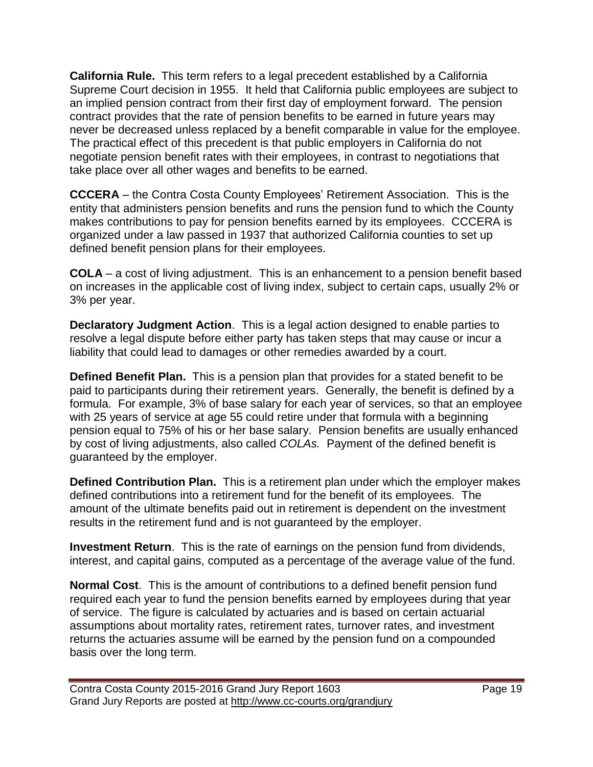**California Rule.** This term refers to a legal precedent established by a California Supreme Court decision in 1955. It held that California public employees are subject to an implied pension contract from their first day of employment forward. The pension contract provides that the rate of pension benefits to be earned in future years may never be decreased unless replaced by a benefit comparable in value for the employee. The practical effect of this precedent is that public employers in California do not negotiate pension benefit rates with their employees, in contrast to negotiations that take place over all other wages and benefits to be earned.

**CCCERA** – the Contra Costa County Employees' Retirement Association. This is the entity that administers pension benefits and runs the pension fund to which the County makes contributions to pay for pension benefits earned by its employees. CCCERA is organized under a law passed in 1937 that authorized California counties to set up defined benefit pension plans for their employees.

**COLA** – a cost of living adjustment. This is an enhancement to a pension benefit based on increases in the applicable cost of living index, subject to certain caps, usually 2% or 3% per year.

**Declaratory Judgment Action**. This is a legal action designed to enable parties to resolve a legal dispute before either party has taken steps that may cause or incur a liability that could lead to damages or other remedies awarded by a court.

**Defined Benefit Plan.** This is a pension plan that provides for a stated benefit to be paid to participants during their retirement years. Generally, the benefit is defined by a formula. For example, 3% of base salary for each year of services, so that an employee with 25 years of service at age 55 could retire under that formula with a beginning pension equal to 75% of his or her base salary. Pension benefits are usually enhanced by cost of living adjustments, also called *COLAs.* Payment of the defined benefit is guaranteed by the employer.

**Defined Contribution Plan.** This is a retirement plan under which the employer makes defined contributions into a retirement fund for the benefit of its employees. The amount of the ultimate benefits paid out in retirement is dependent on the investment results in the retirement fund and is not guaranteed by the employer.

**Investment Return**. This is the rate of earnings on the pension fund from dividends, interest, and capital gains, computed as a percentage of the average value of the fund.

**Normal Cost**. This is the amount of contributions to a defined benefit pension fund required each year to fund the pension benefits earned by employees during that year of service. The figure is calculated by actuaries and is based on certain actuarial assumptions about mortality rates, retirement rates, turnover rates, and investment returns the actuaries assume will be earned by the pension fund on a compounded basis over the long term.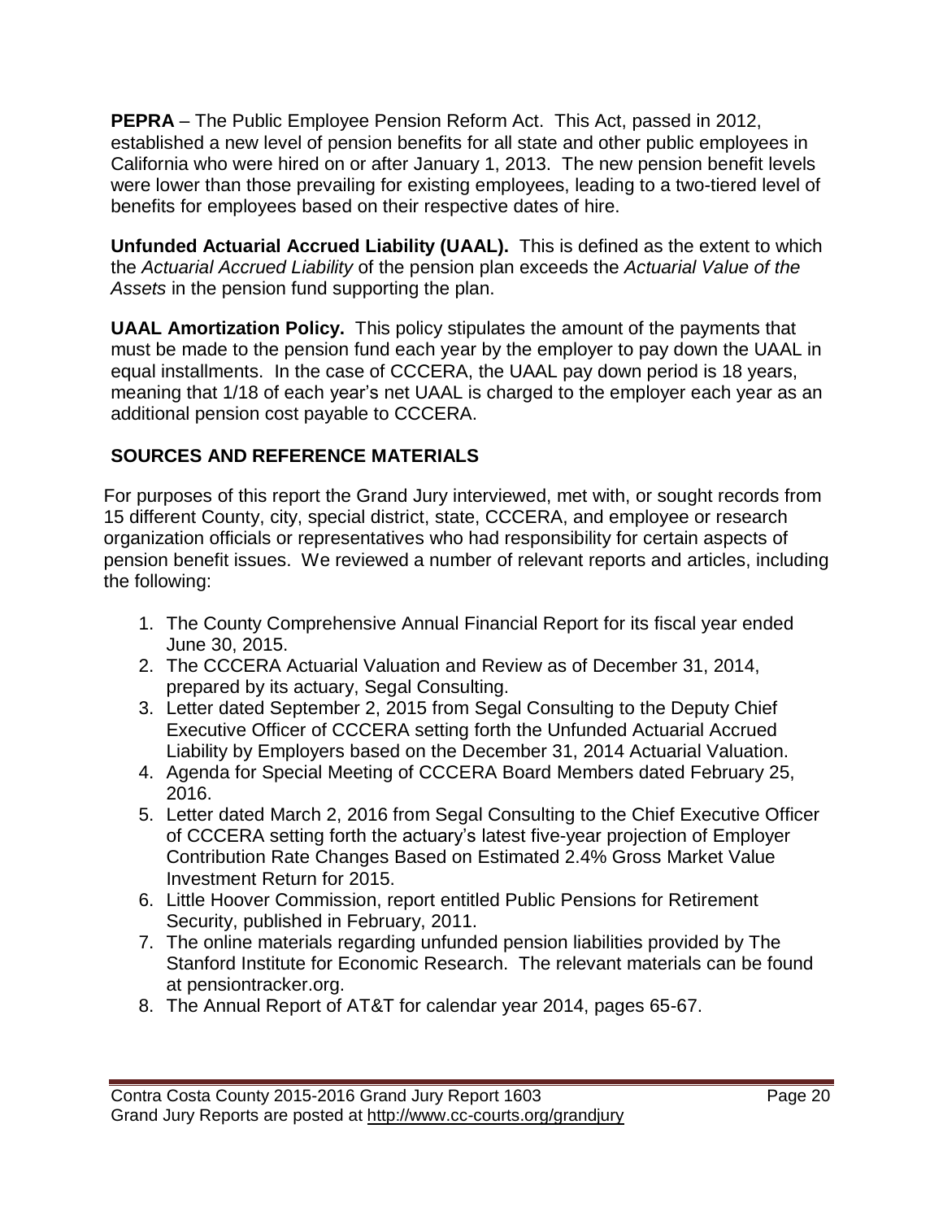**PEPRA** – The Public Employee Pension Reform Act. This Act, passed in 2012, established a new level of pension benefits for all state and other public employees in California who were hired on or after January 1, 2013. The new pension benefit levels were lower than those prevailing for existing employees, leading to a two-tiered level of benefits for employees based on their respective dates of hire.

**Unfunded Actuarial Accrued Liability (UAAL).** This is defined as the extent to which the *Actuarial Accrued Liability* of the pension plan exceeds the *Actuarial Value of the Assets* in the pension fund supporting the plan.

**UAAL Amortization Policy.** This policy stipulates the amount of the payments that must be made to the pension fund each year by the employer to pay down the UAAL in equal installments. In the case of CCCERA, the UAAL pay down period is 18 years, meaning that 1/18 of each year's net UAAL is charged to the employer each year as an additional pension cost payable to CCCERA.

## SOURCES AND REFERENCE MATERIALS

For purposes of this report the Grand Jury interviewed, met with, or sought records from 15 different County, city, special district, state, CCCERA, and employee or research organization officials or representatives who had responsibility for certain aspects of pension benefit issues. We reviewed a number of relevant reports and articles, including the following:

1. The County Comprehensive Annual Financial Report for its fiscal year ended June 30, 2015.
2. The CCCERA Actuarial Valuation and Review as of December 31, 2014, prepared by its actuary, Segal Consulting.
3. Letter dated September 2, 2015 from Segal Consulting to the Deputy Chief Executive Officer of CCCERA setting forth the Unfunded Actuarial Accrued Liability by Employers based on the December 31, 2014 Actuarial Valuation.
4. Agenda for Special Meeting of CCCERA Board Members dated February 25, 2016.
5. Letter dated March 2, 2016 from Segal Consulting to the Chief Executive Officer of CCCERA setting forth the actuary's latest five-year projection of Employer Contribution Rate Changes Based on Estimated 2.4% Gross Market Value Investment Return for 2015.
6. Little Hoover Commission, report entitled Public Pensions for Retirement Security, published in February, 2011.
7. The online materials regarding unfunded pension liabilities provided by The Stanford Institute for Economic Research. The relevant materials can be found at pensiontracker.org.
8. The Annual Report of AT&T for calendar year 2014, pages 65-67.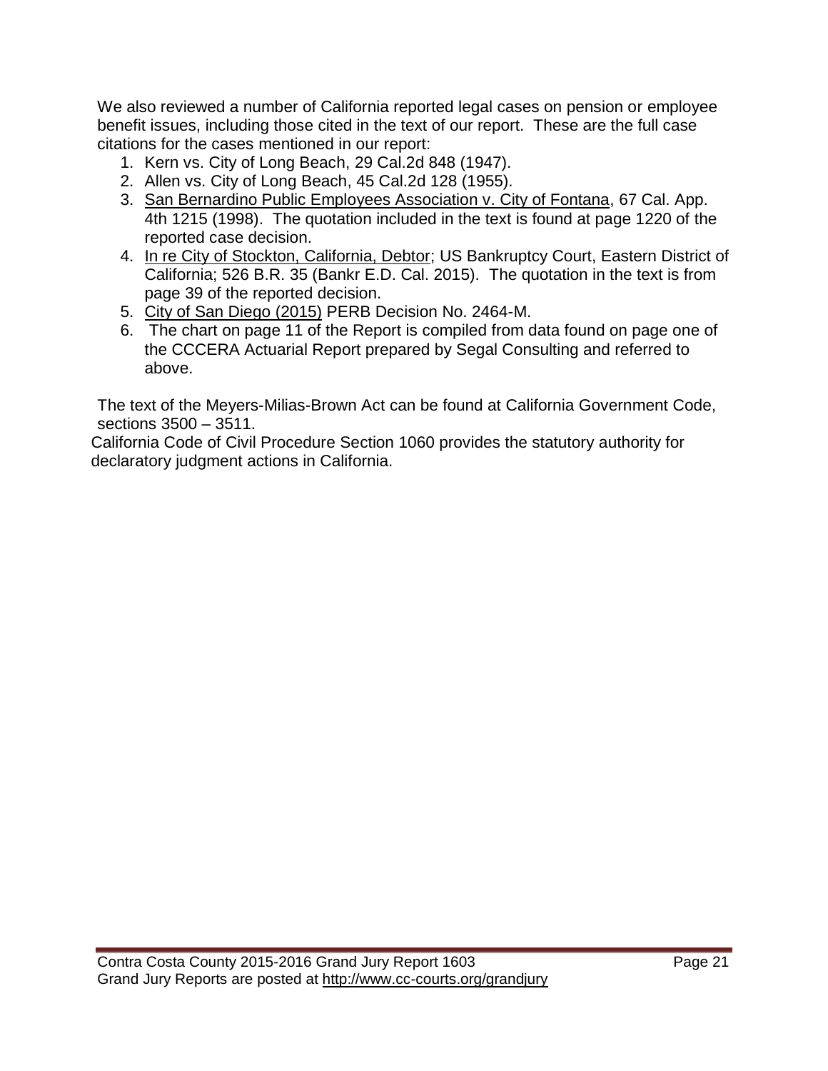We also reviewed a number of California reported legal cases on pension or employee benefit issues, including those cited in the text of our report. These are the full case citations for the cases mentioned in our report:

1. Kern vs. City of Long Beach, 29 Cal.2d 848 (1947).
2. Allen vs. City of Long Beach, 45 Cal.2d 128 (1955).
3. San Bernardino Public Employees Association v. City of Fontana, 67 Cal. App. 4th 1215 (1998). The quotation included in the text is found at page 1220 of the reported case decision.
4. In re City of Stockton, California, Debtor; US Bankruptcy Court, Eastern District of California; 526 B.R. 35 (Bankr E.D. Cal. 2015). The quotation in the text is from page 39 of the reported decision.
5. City of San Diego (2015) PERB Decision No. 2464-M.
6. The chart on page 11 of the Report is compiled from data found on page one of the CCCERA Actuarial Report prepared by Segal Consulting and referred to above.

The text of the Meyers-Milias-Brown Act can be found at California Government Code, sections 3500 – 3511.

California Code of Civil Procedure Section 1060 provides the statutory authority for declaratory judgment actions in California.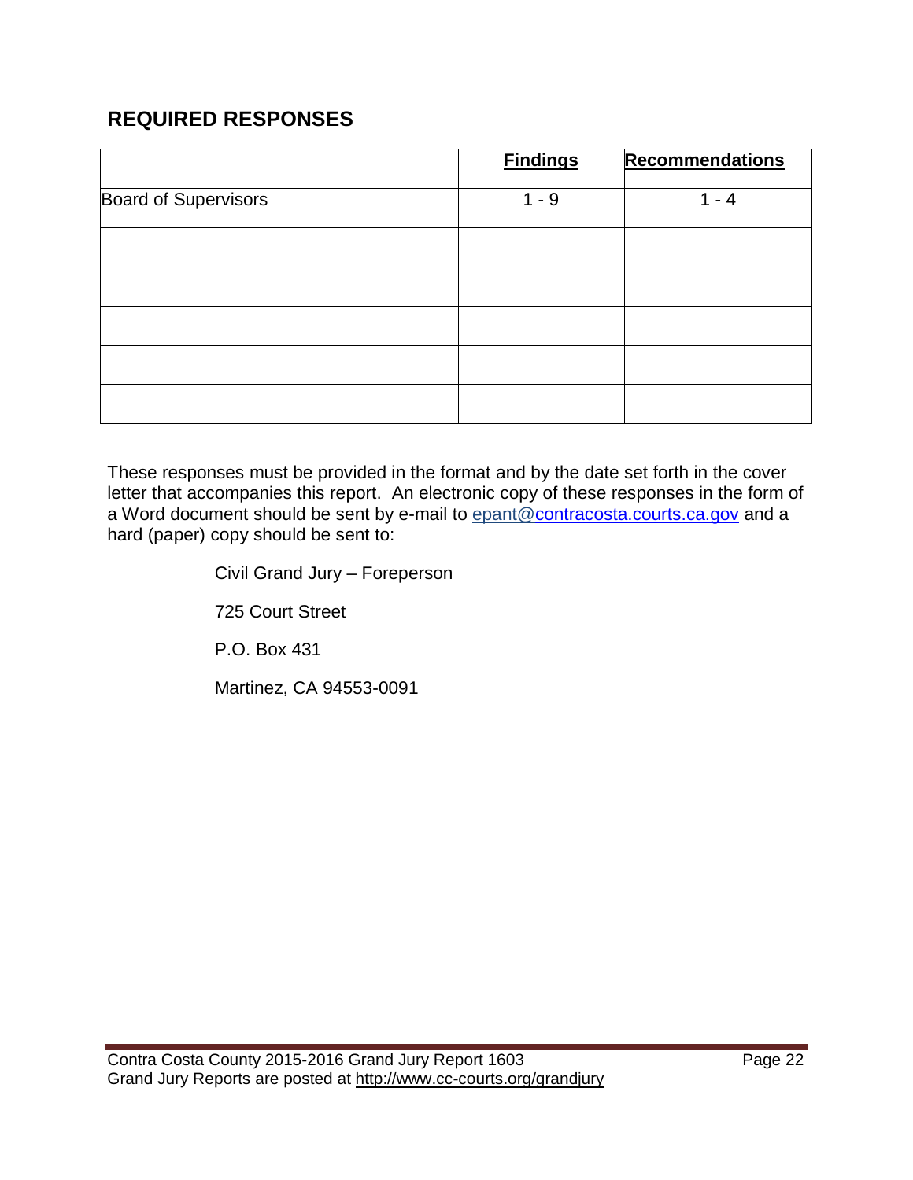## REQUIRED RESPONSES

| | Findings | Recommendations |
|---|---|---|
| Board of Supervisors | 1 - 9 | 1 - 4 |
| | | |
| | | |
| | | |
| | | |
| | | |

These responses must be provided in the format and by the date set forth in the cover letter that accompanies this report. An electronic copy of these responses in the form of a Word document should be sent by e-mail to epant@contracosta.courts.ca.gov and a hard (paper) copy should be sent to:

Civil Grand Jury – Foreperson

725 Court Street

P.O. Box 431

Martinez, CA 94553-0091